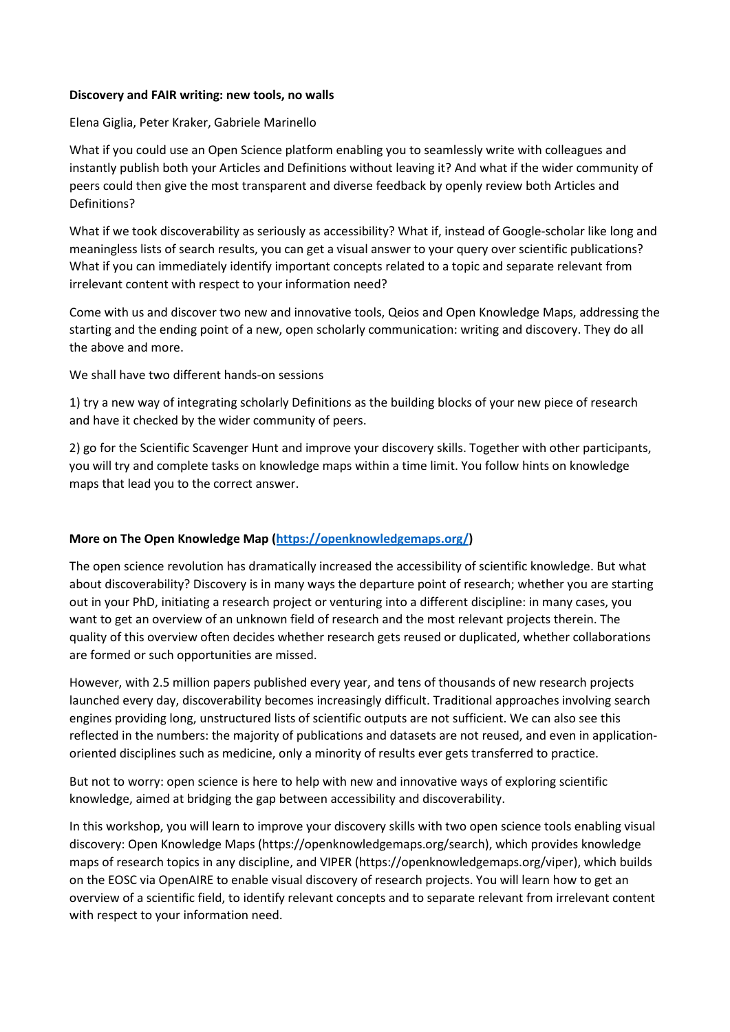**Discovery and FAIR writing: new tools, no walls**

Elena Giglia, Peter Kraker, Gabriele Marinello

What if you could use an Open Science platform enabling you to seamlessly write with colleagues and instantly publish both your Articles and Definitions without leaving it? And what if the wider community of peers could then give the most transparent and diverse feedback by openly review both Articles and Definitions?

What if we took discoverability as seriously as accessibility? What if, instead of Google-scholar like long and meaningless lists of search results, you can get a visual answer to your query over scientific publications? What if you can immediately identify important concepts related to a topic and separate relevant from irrelevant content with respect to your information need?

Come with us and discover two new and innovative tools, Qeios and Open Knowledge Maps, addressing the starting and the ending point of a new, open scholarly communication: writing and discovery. They do all the above and more.

We shall have two different hands-on sessions

1) try a new way of integrating scholarly Definitions as the building blocks of your new piece of research and have it checked by the wider community of peers.

2) go for the Scientific Scavenger Hunt and improve your discovery skills. Together with other participants, you will try and complete tasks on knowledge maps within a time limit. You follow hints on knowledge maps that lead you to the correct answer.

**More on The Open Knowledge Map ([https://openknowledgemaps.org/](https://openknowledgemaps.org/))**

The open science revolution has dramatically increased the accessibility of scientific knowledge. But what about discoverability? Discovery is in many ways the departure point of research; whether you are starting out in your PhD, initiating a research project or venturing into a different discipline: in many cases, you want to get an overview of an unknown field of research and the most relevant projects therein. The quality of this overview often decides whether research gets reused or duplicated, whether collaborations are formed or such opportunities are missed.

However, with 2.5 million papers published every year, and tens of thousands of new research projects launched every day, discoverability becomes increasingly difficult. Traditional approaches involving search engines providing long, unstructured lists of scientific outputs are not sufficient. We can also see this reflected in the numbers: the majority of publications and datasets are not reused, and even in application-oriented disciplines such as medicine, only a minority of results ever gets transferred to practice.

But not to worry: open science is here to help with new and innovative ways of exploring scientific knowledge, aimed at bridging the gap between accessibility and discoverability.

In this workshop, you will learn to improve your discovery skills with two open science tools enabling visual discovery: Open Knowledge Maps (https://openknowledgemaps.org/search), which provides knowledge maps of research topics in any discipline, and VIPER (https://openknowledgemaps.org/viper), which builds on the EOSC via OpenAIRE to enable visual discovery of research projects. You will learn how to get an overview of a scientific field, to identify relevant concepts and to separate relevant from irrelevant content with respect to your information need.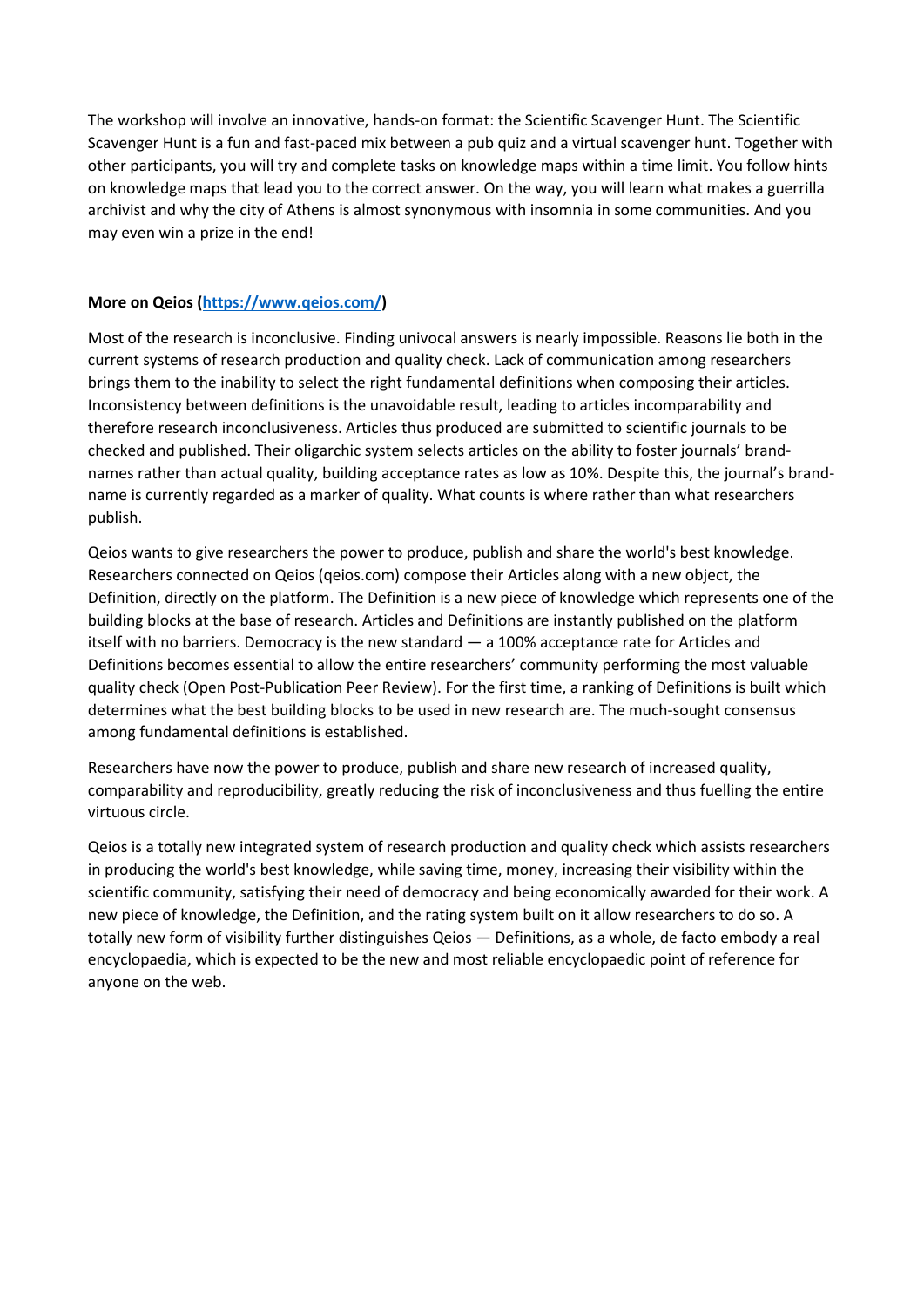The workshop will involve an innovative, hands-on format: the Scientific Scavenger Hunt. The Scientific Scavenger Hunt is a fun and fast-paced mix between a pub quiz and a virtual scavenger hunt. Together with other participants, you will try and complete tasks on knowledge maps within a time limit. You follow hints on knowledge maps that lead you to the correct answer. On the way, you will learn what makes a guerrilla archivist and why the city of Athens is almost synonymous with insomnia in some communities. And you may even win a prize in the end!

**More on Qeios ([https://www.qeios.com/](https://www.qeios.com/))**

Most of the research is inconclusive. Finding univocal answers is nearly impossible. Reasons lie both in the current systems of research production and quality check. Lack of communication among researchers brings them to the inability to select the right fundamental definitions when composing their articles. Inconsistency between definitions is the unavoidable result, leading to articles incomparability and therefore research inconclusiveness. Articles thus produced are submitted to scientific journals to be checked and published. Their oligarchic system selects articles on the ability to foster journals' brand-names rather than actual quality, building acceptance rates as low as 10%. Despite this, the journal's brand-name is currently regarded as a marker of quality. What counts is where rather than what researchers publish.

Qeios wants to give researchers the power to produce, publish and share the world's best knowledge. Researchers connected on Qeios (qeios.com) compose their Articles along with a new object, the Definition, directly on the platform. The Definition is a new piece of knowledge which represents one of the building blocks at the base of research. Articles and Definitions are instantly published on the platform itself with no barriers. Democracy is the new standard — a 100% acceptance rate for Articles and Definitions becomes essential to allow the entire researchers' community performing the most valuable quality check (Open Post-Publication Peer Review). For the first time, a ranking of Definitions is built which determines what the best building blocks to be used in new research are. The much-sought consensus among fundamental definitions is established.

Researchers have now the power to produce, publish and share new research of increased quality, comparability and reproducibility, greatly reducing the risk of inconclusiveness and thus fuelling the entire virtuous circle.

Qeios is a totally new integrated system of research production and quality check which assists researchers in producing the world's best knowledge, while saving time, money, increasing their visibility within the scientific community, satisfying their need of democracy and being economically awarded for their work. A new piece of knowledge, the Definition, and the rating system built on it allow researchers to do so. A totally new form of visibility further distinguishes Qeios — Definitions, as a whole, de facto embody a real encyclopaedia, which is expected to be the new and most reliable encyclopaedic point of reference for anyone on the web.